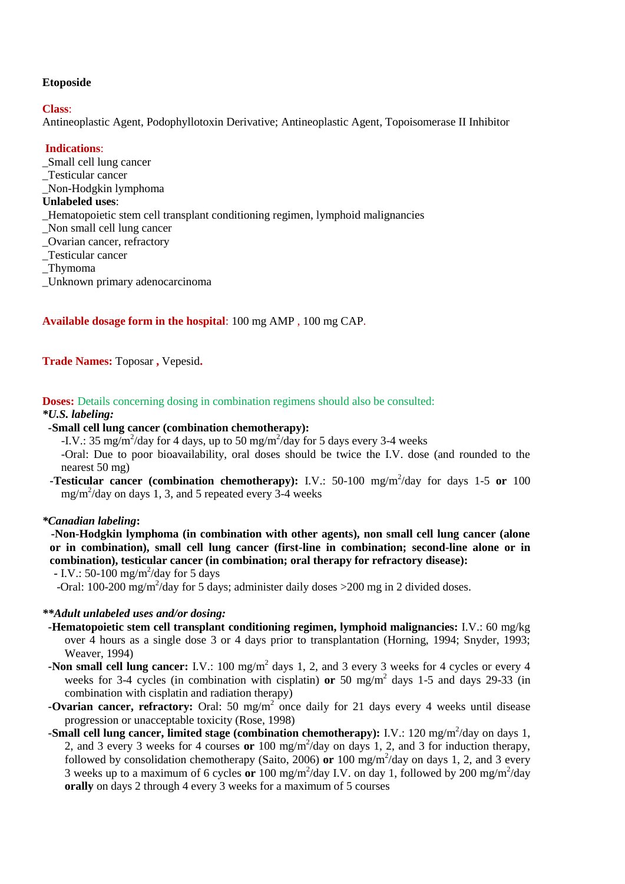**Etoposide**

**Class**:
Antineoplastic Agent, Podophyllotoxin Derivative; Antineoplastic Agent, Topoisomerase II Inhibitor

**Indications**:
_Small cell lung cancer
_Testicular cancer
_Non-Hodgkin lymphoma
**Unlabeled uses**:
_Hematopoietic stem cell transplant conditioning regimen, lymphoid malignancies
_Non small cell lung cancer
_Ovarian cancer, refractory
_Testicular cancer
_Thymoma
_Unknown primary adenocarcinoma

**Available dosage form in the hospital**: 100 mg AMP , 100 mg CAP.

**Trade Names:** Toposar , Vepesid.

**Doses:** Details concerning dosing in combination regimens should also be consulted:

***U.S. labeling:***

-**Small cell lung cancer (combination chemotherapy):**
-I.V.: 35 mg/m$^2$/day for 4 days, up to 50 mg/m$^2$/day for 5 days every 3-4 weeks
-Oral: Due to poor bioavailability, oral doses should be twice the I.V. dose (and rounded to the nearest 50 mg)

-**Testicular cancer (combination chemotherapy):** I.V.: 50-100 mg/m$^2$/day for days 1-5 **or** 100 mg/m$^2$/day on days 1, 3, and 5 repeated every 3-4 weeks

***Canadian labeling:***

-**Non-Hodgkin lymphoma (in combination with other agents), non small cell lung cancer (alone or in combination), small cell lung cancer (first-line in combination; second-line alone or in combination), testicular cancer (in combination; oral therapy for refractory disease):**
- I.V.: 50-100 mg/m$^2$/day for 5 days
-Oral: 100-200 mg/m$^2$/day for 5 days; administer daily doses >200 mg in 2 divided doses.

***\*Adult unlabeled uses and/or dosing:***

-**Hematopoietic stem cell transplant conditioning regimen, lymphoid malignancies:** I.V.: 60 mg/kg over 4 hours as a single dose 3 or 4 days prior to transplantation (Horning, 1994; Snyder, 1993; Weaver, 1994)

-**Non small cell lung cancer:** I.V.: 100 mg/m$^2$ days 1, 2, and 3 every 3 weeks for 4 cycles or every 4 weeks for 3-4 cycles (in combination with cisplatin) **or** 50 mg/m$^2$ days 1-5 and days 29-33 (in combination with cisplatin and radiation therapy)

-**Ovarian cancer, refractory:** Oral: 50 mg/m$^2$ once daily for 21 days every 4 weeks until disease progression or unacceptable toxicity (Rose, 1998)

-**Small cell lung cancer, limited stage (combination chemotherapy):** I.V.: 120 mg/m$^2$/day on days 1, 2, and 3 every 3 weeks for 4 courses **or** 100 mg/m$^2$/day on days 1, 2, and 3 for induction therapy, followed by consolidation chemotherapy (Saito, 2006) **or** 100 mg/m$^2$/day on days 1, 2, and 3 every 3 weeks up to a maximum of 6 cycles **or** 100 mg/m$^2$/day I.V. on day 1, followed by 200 mg/m$^2$/day **orally** on days 2 through 4 every 3 weeks for a maximum of 5 courses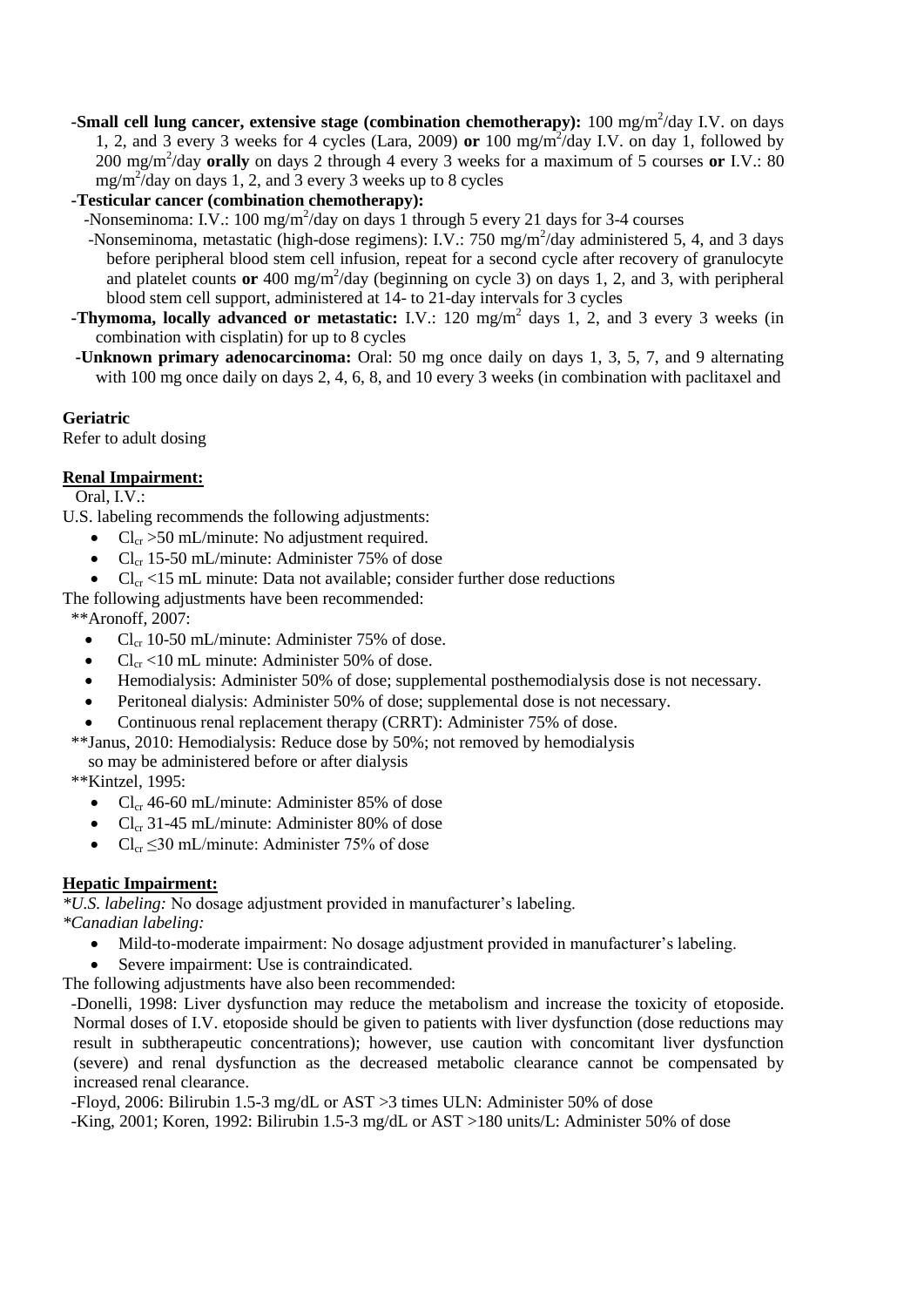**-Small cell lung cancer, extensive stage (combination chemotherapy):** 100 mg/m$^2$/day I.V. on days 1, 2, and 3 every 3 weeks for 4 cycles (Lara, 2009) **or** 100 mg/m$^2$/day I.V. on day 1, followed by 200 mg/m$^2$/day **orally** on days 2 through 4 every 3 weeks for a maximum of 5 courses **or** I.V.: 80 mg/m$^2$/day on days 1, 2, and 3 every 3 weeks up to 8 cycles

**-Testicular cancer (combination chemotherapy):**

-Nonseminoma: I.V.: 100 mg/m$^2$/day on days 1 through 5 every 21 days for 3-4 courses

-Nonseminoma, metastatic (high-dose regimens): I.V.: 750 mg/m$^2$/day administered 5, 4, and 3 days before peripheral blood stem cell infusion, repeat for a second cycle after recovery of granulocyte and platelet counts **or** 400 mg/m$^2$/day (beginning on cycle 3) on days 1, 2, and 3, with peripheral blood stem cell support, administered at 14- to 21-day intervals for 3 cycles

**-Thymoma, locally advanced or metastatic:** I.V.: 120 mg/m$^2$ days 1, 2, and 3 every 3 weeks (in combination with cisplatin) for up to 8 cycles

**-Unknown primary adenocarcinoma:** Oral: 50 mg once daily on days 1, 3, 5, 7, and 9 alternating with 100 mg once daily on days 2, 4, 6, 8, and 10 every 3 weeks (in combination with paclitaxel and

**Geriatric**

Refer to adult dosing

**Renal Impairment:**

Oral, I.V.:

U.S. labeling recommends the following adjustments:

- $Cl_{cr}$ >50 mL/minute: No adjustment required.
- $Cl_{cr}$ 15-50 mL/minute: Administer 75% of dose
- $Cl_{cr}$ <15 mL minute: Data not available; consider further dose reductions

The following adjustments have been recommended:

**Aronoff, 2007:

- $Cl_{cr}$ 10-50 mL/minute: Administer 75% of dose.
- $Cl_{cr}$ <10 mL minute: Administer 50% of dose.
- Hemodialysis: Administer 50% of dose; supplemental posthemodialysis dose is not necessary.
- Peritoneal dialysis: Administer 50% of dose; supplemental dose is not necessary.
- Continuous renal replacement therapy (CRRT): Administer 75% of dose.

**Janus, 2010: Hemodialysis: Reduce dose by 50%; not removed by hemodialysis so may be administered before or after dialysis

**Kintzel, 1995:

- $Cl_{cr}$ 46-60 mL/minute: Administer 85% of dose
- $Cl_{cr}$ 31-45 mL/minute: Administer 80% of dose
- $Cl_{cr}$ ≤30 mL/minute: Administer 75% of dose

**Hepatic Impairment:**

**U.S. labeling:* No dosage adjustment provided in manufacturer's labeling.

**Canadian labeling:*

- Mild-to-moderate impairment: No dosage adjustment provided in manufacturer's labeling.
- Severe impairment: Use is contraindicated.

The following adjustments have also been recommended:

-Donelli, 1998: Liver dysfunction may reduce the metabolism and increase the toxicity of etoposide. Normal doses of I.V. etoposide should be given to patients with liver dysfunction (dose reductions may result in subtherapeutic concentrations); however, use caution with concomitant liver dysfunction (severe) and renal dysfunction as the decreased metabolic clearance cannot be compensated by increased renal clearance.

-Floyd, 2006: Bilirubin 1.5-3 mg/dL or AST >3 times ULN: Administer 50% of dose

-King, 2001; Koren, 1992: Bilirubin 1.5-3 mg/dL or AST >180 units/L: Administer 50% of dose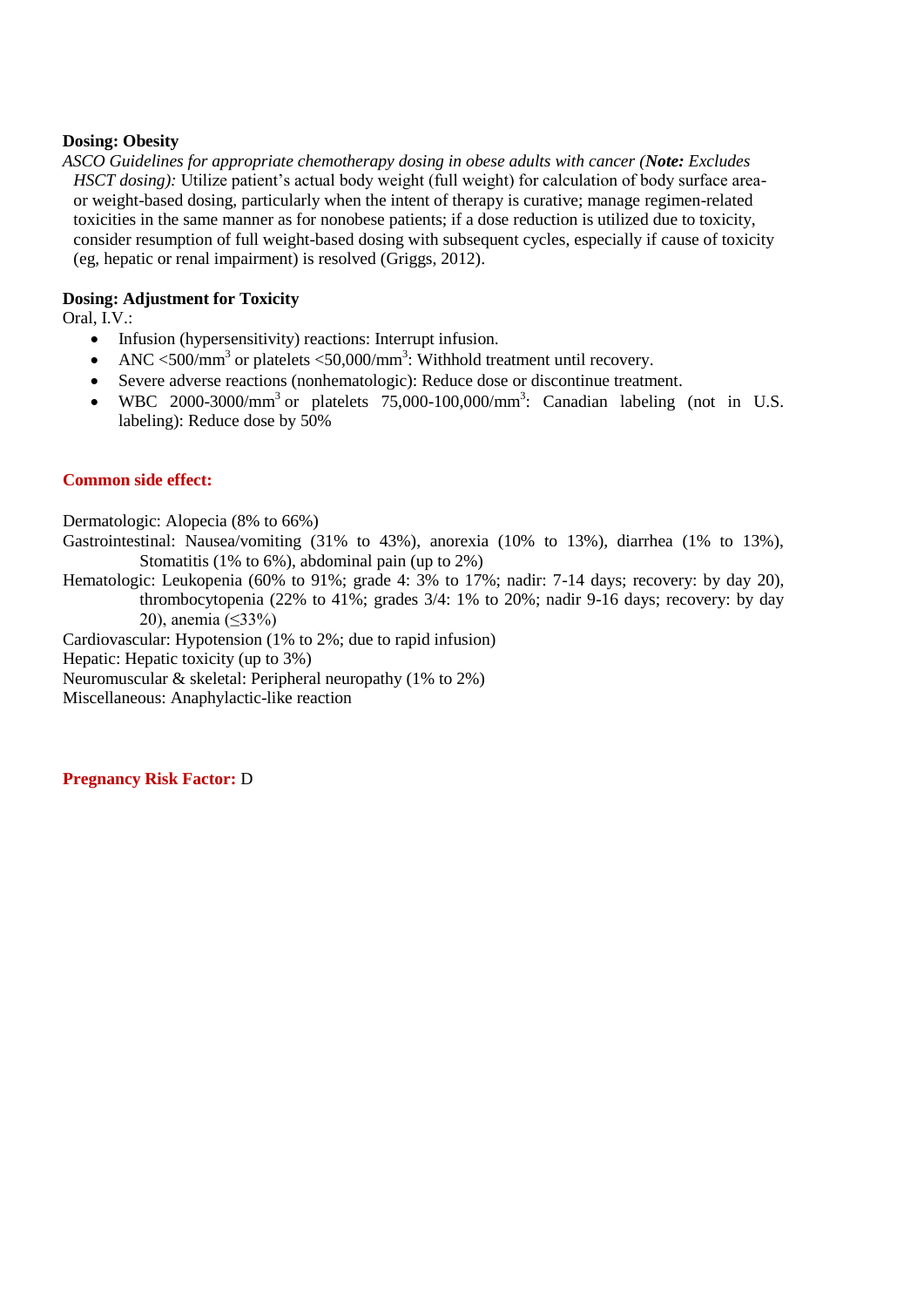**Dosing: Obesity**

*ASCO Guidelines for appropriate chemotherapy dosing in obese adults with cancer (**Note:** Excludes HSCT dosing):* Utilize patient's actual body weight (full weight) for calculation of body surface area- or weight-based dosing, particularly when the intent of therapy is curative; manage regimen-related toxicities in the same manner as for nonobese patients; if a dose reduction is utilized due to toxicity, consider resumption of full weight-based dosing with subsequent cycles, especially if cause of toxicity (eg, hepatic or renal impairment) is resolved (Griggs, 2012).

**Dosing: Adjustment for Toxicity**

Oral, I.V.:

- Infusion (hypersensitivity) reactions: Interrupt infusion.
- ANC <500/mm$^3$ or platelets <50,000/mm$^3$: Withhold treatment until recovery.
- Severe adverse reactions (nonhematologic): Reduce dose or discontinue treatment.
- WBC 2000-3000/mm$^3$ or platelets 75,000-100,000/mm$^3$: Canadian labeling (not in U.S. labeling): Reduce dose by 50%

**Common side effect:**

Dermatologic: Alopecia (8% to 66%)

Gastrointestinal: Nausea/vomiting (31% to 43%), anorexia (10% to 13%), diarrhea (1% to 13%), Stomatitis (1% to 6%), abdominal pain (up to 2%)

Hematologic: Leukopenia (60% to 91%; grade 4: 3% to 17%; nadir: 7-14 days; recovery: by day 20), thrombocytopenia (22% to 41%; grades 3/4: 1% to 20%; nadir 9-16 days; recovery: by day 20), anemia (≤33%)

Cardiovascular: Hypotension (1% to 2%; due to rapid infusion)

Hepatic: Hepatic toxicity (up to 3%)

Neuromuscular & skeletal: Peripheral neuropathy (1% to 2%)

Miscellaneous: Anaphylactic-like reaction

**Pregnancy Risk Factor:** D